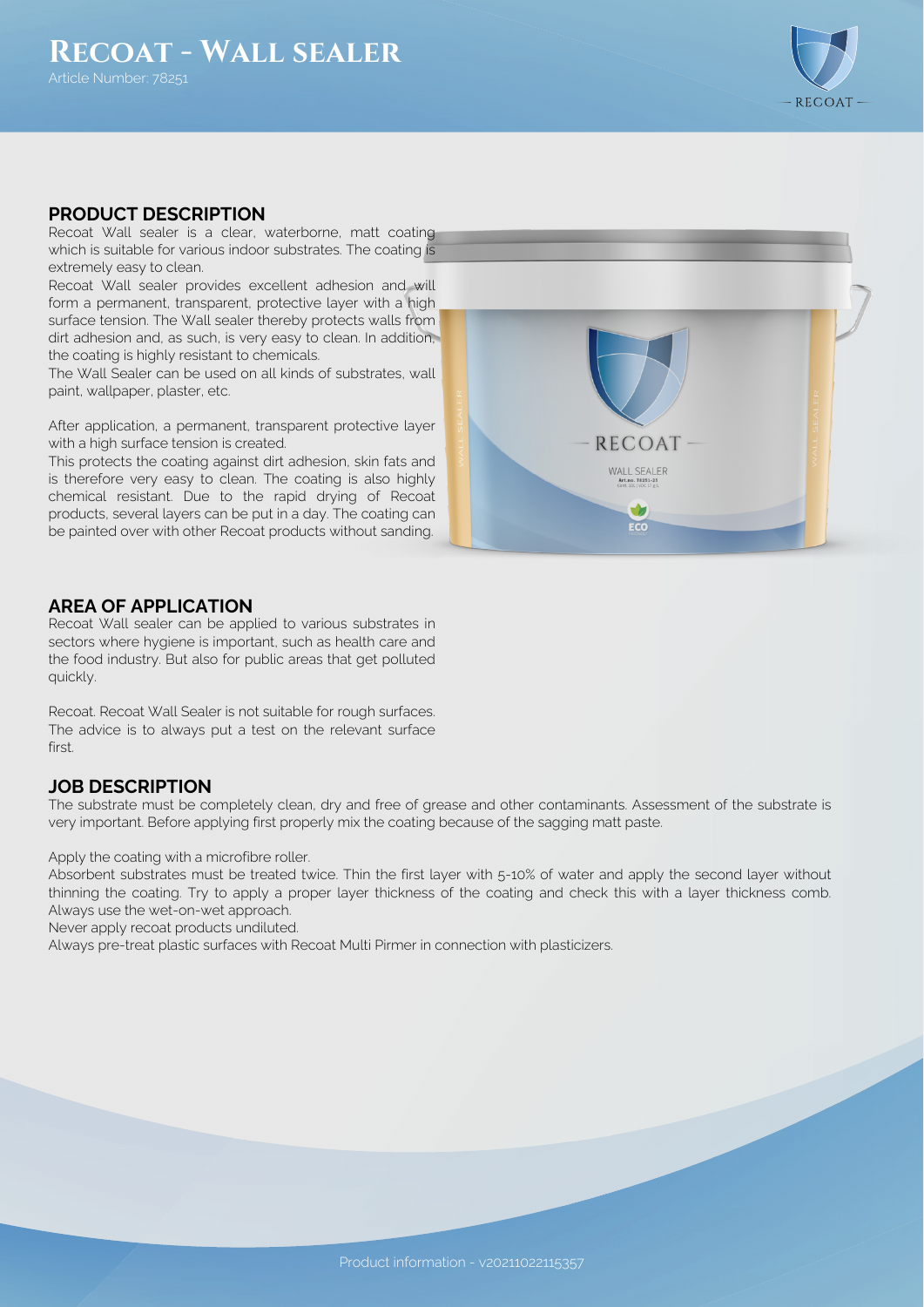# Recoat - Wall sealer

Article Number: 78251

## PRODUCT DESCRIPTION

Recoat Wall sealer is a clear, waterborne, matt coating which is suitable for various indoor substrates. The coating is extremely easy to clean.

Recoat Wall sealer provides excellent adhesion and will form a permanent, transparent, protective layer with a high surface tension. The Wall sealer thereby protects walls from dirt adhesion and, as such, is very easy to clean. In addition, the coating is highly resistant to chemicals.

The Wall Sealer can be used on all kinds of substrates, wall paint, wallpaper, plaster, etc.

After application, a permanent, transparent protective layer with a high surface tension is created.

This protects the coating against dirt adhesion, skin fats and is therefore very easy to clean. The coating is also highly chemical resistant. Due to the rapid drying of Recoat products, several layers can be put in a day. The coating can be painted over with other Recoat products without sanding.

## AREA OF APPLICATION

Recoat Wall sealer can be applied to various substrates in sectors where hygiene is important, such as health care and the food industry. But also for public areas that get polluted quickly.

Recoat. Recoat Wall Sealer is not suitable for rough surfaces. The advice is to always put a test on the relevant surface first.

## JOB DESCRIPTION

The substrate must be completely clean, dry and free of grease and other contaminants. Assessment of the substrate is very important. Before applying first properly mix the coating because of the sagging matt paste.

Apply the coating with a microfibre roller.

Absorbent substrates must be treated twice. Thin the first layer with 5-10% of water and apply the second layer without thinning the coating. Try to apply a proper layer thickness of the coating and check this with a layer thickness comb. Always use the wet-on-wet approach.

Never apply recoat products undiluted.

Always pre-treat plastic surfaces with Recoat Multi Pirmer in connection with plasticizers.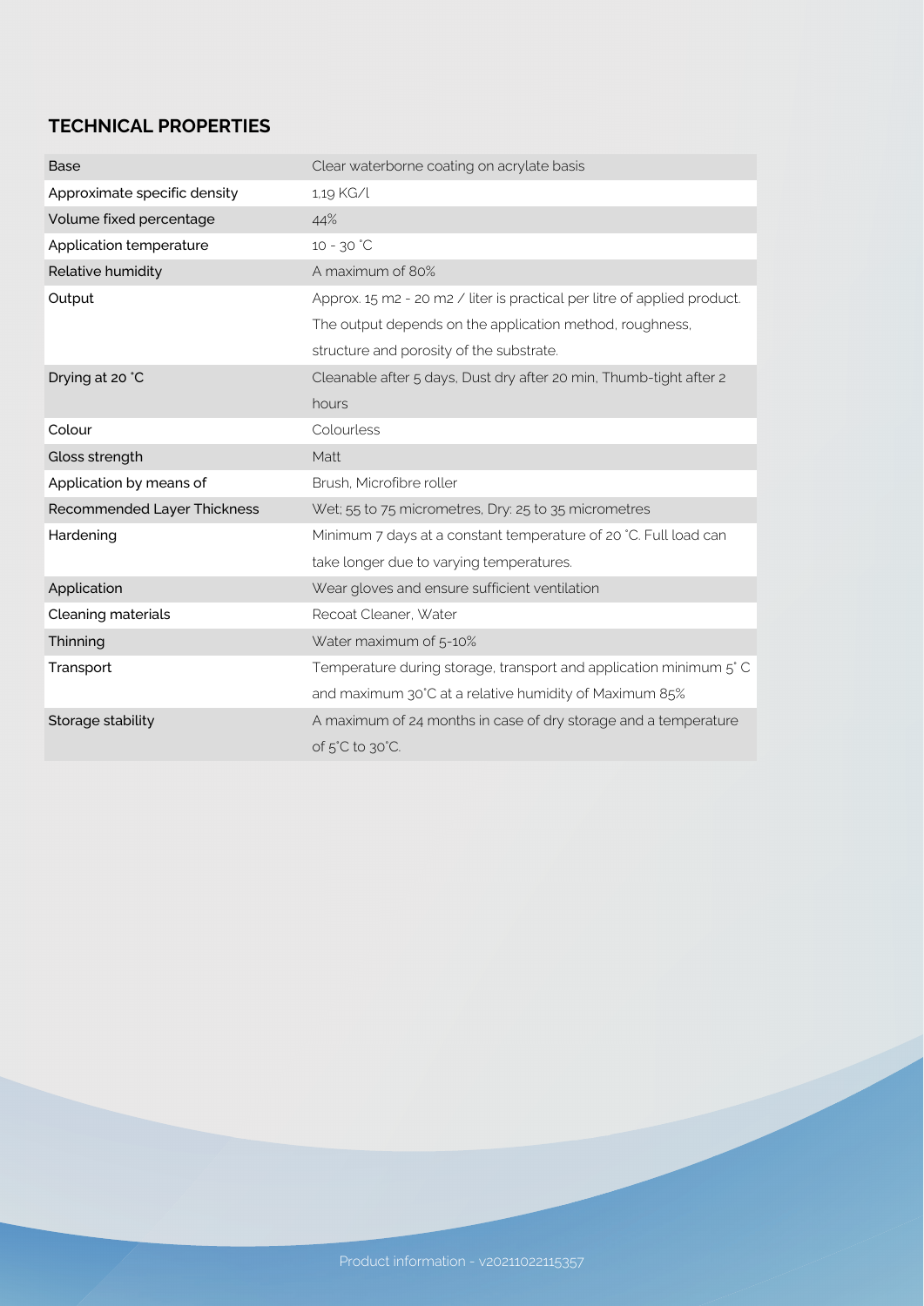## TECHNICAL PROPERTIES

| | |
|---|---|
| Base | Clear waterborne coating on acrylate basis |
| Approximate specific density | 1,19 KG/l |
| Volume fixed percentage | 44% |
| Application temperature | 10 - 30 °C |
| Relative humidity | A maximum of 80% |
| Output | Approx. 15 m2 - 20 m2 / liter is practical per litre of applied product. The output depends on the application method, roughness, structure and porosity of the substrate. |
| Drying at 20 °C | Cleanable after 5 days, Dust dry after 20 min, Thumb-tight after 2 hours |
| Colour | Colourless |
| Gloss strength | Matt |
| Application by means of | Brush, Microfibre roller |
| Recommended Layer Thickness | Wet; 55 to 75 micrometres, Dry: 25 to 35 micrometres |
| Hardening | Minimum 7 days at a constant temperature of 20 °C. Full load can take longer due to varying temperatures. |
| Application | Wear gloves and ensure sufficient ventilation |
| Cleaning materials | Recoat Cleaner, Water |
| Thinning | Water maximum of 5-10% |
| Transport | Temperature during storage, transport and application minimum 5° C and maximum 30°C at a relative humidity of Maximum 85% |
| Storage stability | A maximum of 24 months in case of dry storage and a temperature of 5°C to 30°C. |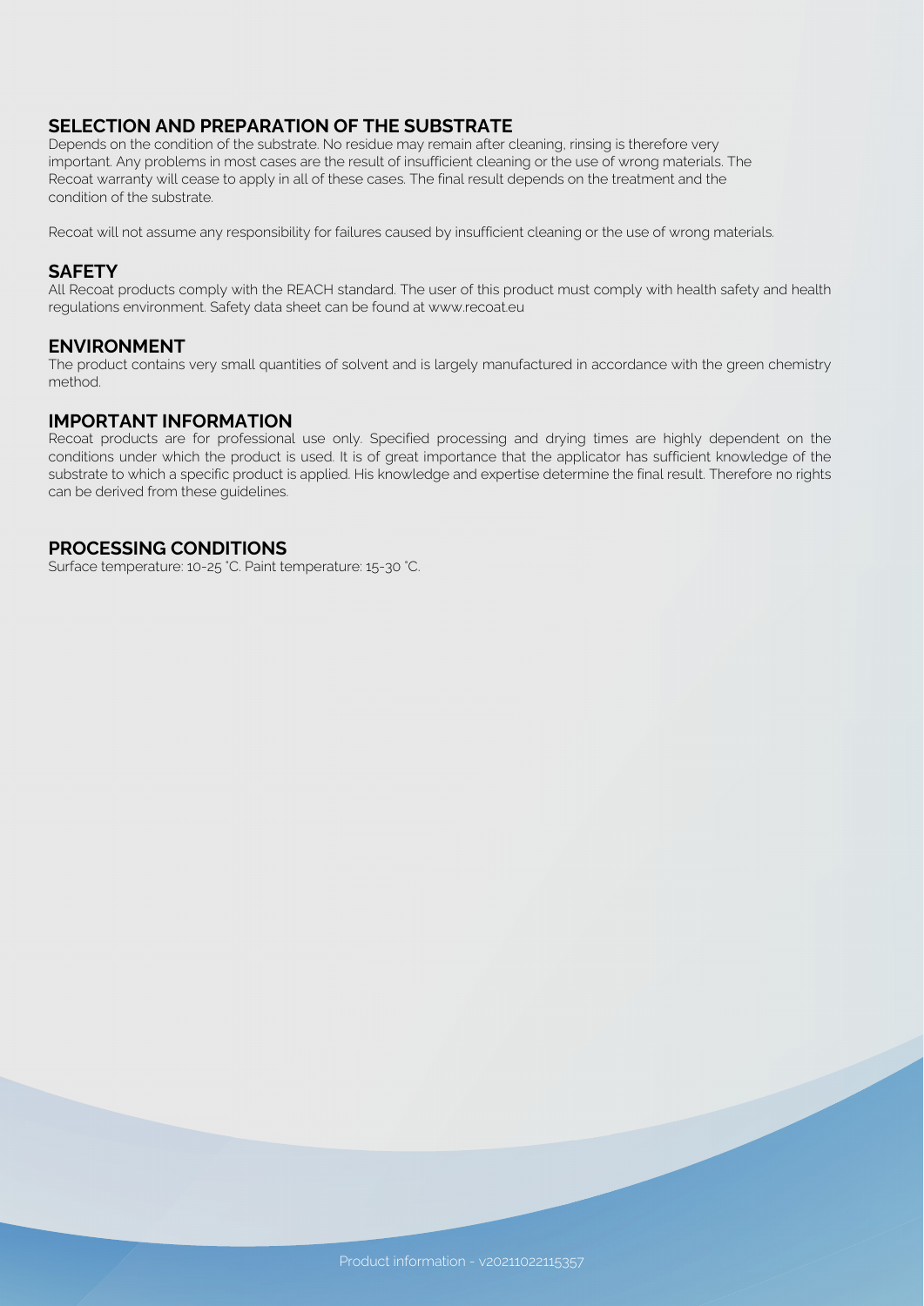## SELECTION AND PREPARATION OF THE SUBSTRATE

Depends on the condition of the substrate. No residue may remain after cleaning, rinsing is therefore very important. Any problems in most cases are the result of insufficient cleaning or the use of wrong materials. The Recoat warranty will cease to apply in all of these cases. The final result depends on the treatment and the condition of the substrate.

Recoat will not assume any responsibility for failures caused by insufficient cleaning or the use of wrong materials.

## SAFETY

All Recoat products comply with the REACH standard. The user of this product must comply with health safety and health regulations environment. Safety data sheet can be found at www.recoat.eu

## ENVIRONMENT

The product contains very small quantities of solvent and is largely manufactured in accordance with the green chemistry method.

## IMPORTANT INFORMATION

Recoat products are for professional use only. Specified processing and drying times are highly dependent on the conditions under which the product is used. It is of great importance that the applicator has sufficient knowledge of the substrate to which a specific product is applied. His knowledge and expertise determine the final result. Therefore no rights can be derived from these guidelines.

## PROCESSING CONDITIONS

Surface temperature: 10-25 °C. Paint temperature: 15-30 °C.

Product information - v20211022115357